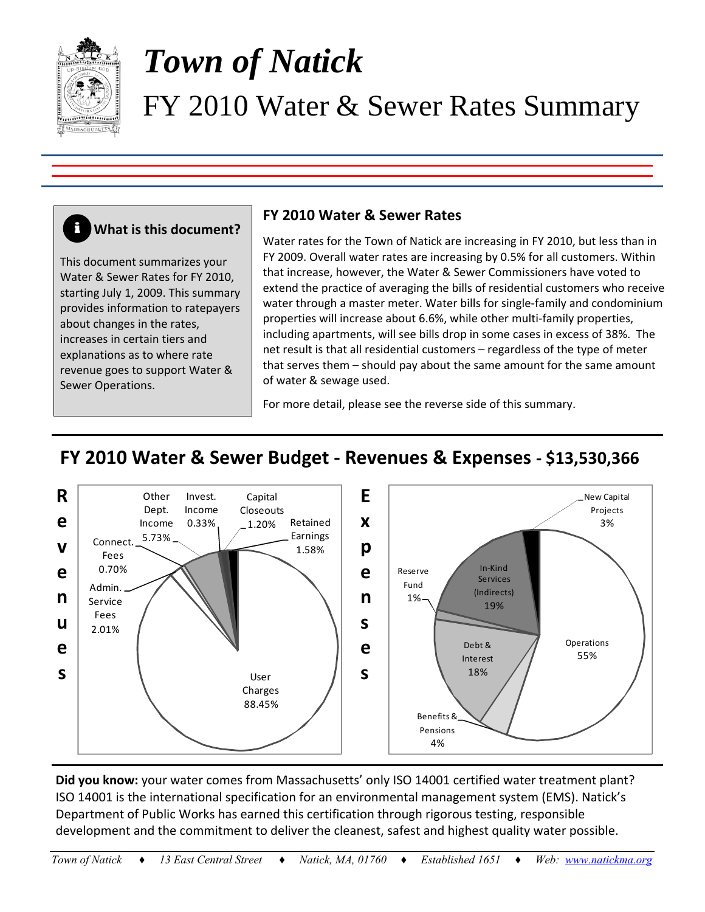# *Town of Natick*

## FY 2010 Water & Sewer Rates Summary

### What is this document?

This document summarizes your Water & Sewer Rates for FY 2010, starting July 1, 2009. This summary provides information to ratepayers about changes in the rates, increases in certain tiers and explanations as to where rate revenue goes to support Water & Sewer Operations.

### FY 2010 Water & Sewer Rates

Water rates for the Town of Natick are increasing in FY 2010, but less than in FY 2009. Overall water rates are increasing by 0.5% for all customers. Within that increase, however, the Water & Sewer Commissioners have voted to extend the practice of averaging the bills of residential customers who receive water through a master meter. Water bills for single-family and condominium properties will increase about 6.6%, while other multi-family properties, including apartments, will see bills drop in some cases in excess of 38%. The net result is that all residential customers – regardless of the type of meter that serves them – should pay about the same amount for the same amount of water & sewage used.

For more detail, please see the reverse side of this summary.

## FY 2010 Water & Sewer Budget - Revenues & Expenses - $13,530,366

**Revenues**

| Source | Share |
| --- | --- |
| User Charges | 88.45% |
| Admin. Service Fees | 2.01% |
| Connect. Fees | 0.70% |
| Other Dept. Income | 5.73% |
| Invest. Income | 0.33% |
| Capital Closeouts | 1.20% |
| Retained Earnings | 1.58% |

**Expenses**

| Category | Share |
| --- | --- |
| Operations | 55% |
| Benefits & Pensions | 4% |
| Debt & Interest | 18% |
| Reserve Fund | 1% |
| In-Kind Services (Indirects) | 19% |
| New Capital Projects | 3% |

**Did you know:** your water comes from Massachusetts' only ISO 14001 certified water treatment plant? ISO 14001 is the international specification for an environmental management system (EMS). Natick's Department of Public Works has earned this certification through rigorous testing, responsible development and the commitment to deliver the cleanest, safest and highest quality water possible.

*Town of Natick ♦ 13 East Central Street ♦ Natick, MA, 01760 ♦ Established 1651 ♦ Web: www.natickma.org*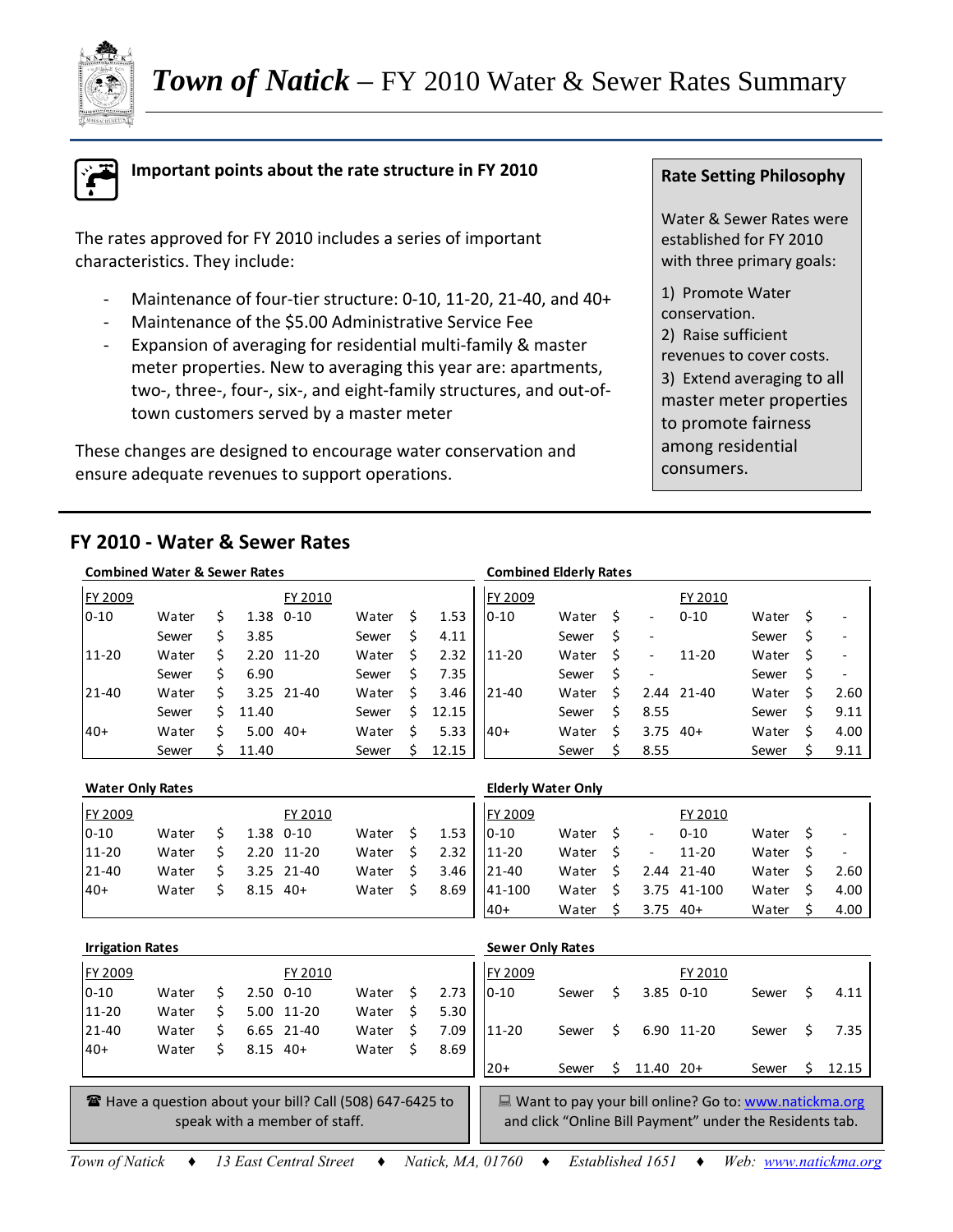# *Town of Natick* – FY 2010 Water & Sewer Rates Summary

**Important points about the rate structure in FY 2010**

The rates approved for FY 2010 includes a series of important characteristics. They include:

- Maintenance of four-tier structure: 0-10, 11-20, 21-40, and 40+
- Maintenance of the $5.00 Administrative Service Fee
- Expansion of averaging for residential multi-family & master meter properties. New to averaging this year are: apartments, two-, three-, four-, six-, and eight-family structures, and out-of-town customers served by a master meter

These changes are designed to encourage water conservation and ensure adequate revenues to support operations.

**Rate Setting Philosophy**

Water & Sewer Rates were established for FY 2010 with three primary goals:

1) Promote Water conservation.
2) Raise sufficient revenues to cover costs.
3) Extend averaging to all master meter properties to promote fairness among residential consumers.

## FY 2010 - Water & Sewer Rates

**Combined Water & Sewer Rates**

| FY 2009 | | | | FY 2010 | | | |
|---|---|---|---|---|---|---|---|
| 0-10 | Water | $ | 1.38 | 0-10 | Water | $ | 1.53 |
| | Sewer | $ | 3.85 | | Sewer | $ | 4.11 |
| 11-20 | Water | $ | 2.20 | 11-20 | Water | $ | 2.32 |
| | Sewer | $ | 6.90 | | Sewer | $ | 7.35 |
| 21-40 | Water | $ | 3.25 | 21-40 | Water | $ | 3.46 |
| | Sewer | $ | 11.40 | | Sewer | $ | 12.15 |
| 40+ | Water | $ | 5.00 | 40+ | Water | $ | 5.33 |
| | Sewer | $ | 11.40 | | Sewer | $ | 12.15 |

**Combined Elderly Rates**

| FY 2009 | | | | FY 2010 | | | |
|---|---|---|---|---|---|---|---|
| 0-10 | Water | $ | - | 0-10 | Water | $ | - |
| | Sewer | $ | - | | Sewer | $ | - |
| 11-20 | Water | $ | - | 11-20 | Water | $ | - |
| | Sewer | $ | - | | Sewer | $ | - |
| 21-40 | Water | $ | 2.44 | 21-40 | Water | $ | 2.60 |
| | Sewer | $ | 8.55 | | Sewer | $ | 9.11 |
| 40+ | Water | $ | 3.75 | 40+ | Water | $ | 4.00 |
| | Sewer | $ | 8.55 | | Sewer | $ | 9.11 |

**Water Only Rates**

| FY 2009 | | | | FY 2010 | | | |
|---|---|---|---|---|---|---|---|
| 0-10 | Water | $ | 1.38 | 0-10 | Water | $ | 1.53 |
| 11-20 | Water | $ | 2.20 | 11-20 | Water | $ | 2.32 |
| 21-40 | Water | $ | 3.25 | 21-40 | Water | $ | 3.46 |
| 40+ | Water | $ | 8.15 | 40+ | Water | $ | 8.69 |

**Elderly Water Only**

| FY 2009 | | | | FY 2010 | | | |
|---|---|---|---|---|---|---|---|
| 0-10 | Water | $ | - | 0-10 | Water | $ | - |
| 11-20 | Water | $ | - | 11-20 | Water | $ | - |
| 21-40 | Water | $ | 2.44 | 21-40 | Water | $ | 2.60 |
| 41-100 | Water | $ | 3.75 | 41-100 | Water | $ | 4.00 |
| 40+ | Water | $ | 3.75 | 40+ | Water | $ | 4.00 |

**Irrigation Rates**

| FY 2009 | | | | FY 2010 | | | |
|---|---|---|---|---|---|---|---|
| 0-10 | Water | $ | 2.50 | 0-10 | Water | $ | 2.73 |
| 11-20 | Water | $ | 5.00 | 11-20 | Water | $ | 5.30 |
| 21-40 | Water | $ | 6.65 | 21-40 | Water | $ | 7.09 |
| 40+ | Water | $ | 8.15 | 40+ | Water | $ | 8.69 |

**Sewer Only Rates**

| FY 2009 | | | | FY 2010 | | | |
|---|---|---|---|---|---|---|---|
| 0-10 | Sewer | $ | 3.85 | 0-10 | Sewer | $ | 4.11 |
| 11-20 | Sewer | $ | 6.90 | 11-20 | Sewer | $ | 7.35 |
| 20+ | Sewer | $ | 11.40 | 20+ | Sewer | $ | 12.15 |

☎ Have a question about your bill? Call (508) 647-6425 to speak with a member of staff.

Want to pay your bill online? Go to: www.natickma.org and click "Online Bill Payment" under the Residents tab.

*Town of Natick* ♦ *13 East Central Street* ♦ *Natick, MA, 01760* ♦ *Established 1651* ♦ *Web: www.natickma.org*